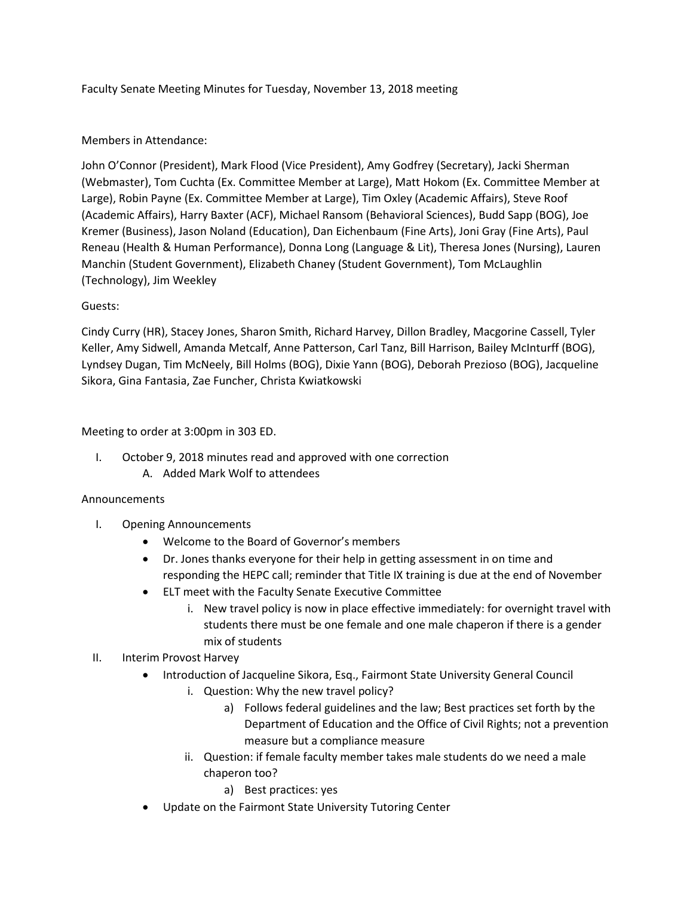Faculty Senate Meeting Minutes for Tuesday, November 13, 2018 meeting

Members in Attendance:

John O'Connor (President), Mark Flood (Vice President), Amy Godfrey (Secretary), Jacki Sherman (Webmaster), Tom Cuchta (Ex. Committee Member at Large), Matt Hokom (Ex. Committee Member at Large), Robin Payne (Ex. Committee Member at Large), Tim Oxley (Academic Affairs), Steve Roof (Academic Affairs), Harry Baxter (ACF), Michael Ransom (Behavioral Sciences), Budd Sapp (BOG), Joe Kremer (Business), Jason Noland (Education), Dan Eichenbaum (Fine Arts), Joni Gray (Fine Arts), Paul Reneau (Health & Human Performance), Donna Long (Language & Lit), Theresa Jones (Nursing), Lauren Manchin (Student Government), Elizabeth Chaney (Student Government), Tom McLaughlin (Technology), Jim Weekley

Guests:

Cindy Curry (HR), Stacey Jones, Sharon Smith, Richard Harvey, Dillon Bradley, Macgorine Cassell, Tyler Keller, Amy Sidwell, Amanda Metcalf, Anne Patterson, Carl Tanz, Bill Harrison, Bailey McInturff (BOG), Lyndsey Dugan, Tim McNeely, Bill Holms (BOG), Dixie Yann (BOG), Deborah Prezioso (BOG), Jacqueline Sikora, Gina Fantasia, Zae Funcher, Christa Kwiatkowski

Meeting to order at 3:00pm in 303 ED.

I. October 9, 2018 minutes read and approved with one correction
   A. Added Mark Wolf to attendees

Announcements

I. Opening Announcements
   - Welcome to the Board of Governor's members
   - Dr. Jones thanks everyone for their help in getting assessment in on time and responding the HEPC call; reminder that Title IX training is due at the end of November
   - ELT meet with the Faculty Senate Executive Committee
      i. New travel policy is now in place effective immediately: for overnight travel with students there must be one female and one male chaperon if there is a gender mix of students
II. Interim Provost Harvey
   - Introduction of Jacqueline Sikora, Esq., Fairmont State University General Council
      i. Question: Why the new travel policy?
         a) Follows federal guidelines and the law; Best practices set forth by the Department of Education and the Office of Civil Rights; not a prevention measure but a compliance measure
      ii. Question: if female faculty member takes male students do we need a male chaperon too?
         a) Best practices: yes
   - Update on the Fairmont State University Tutoring Center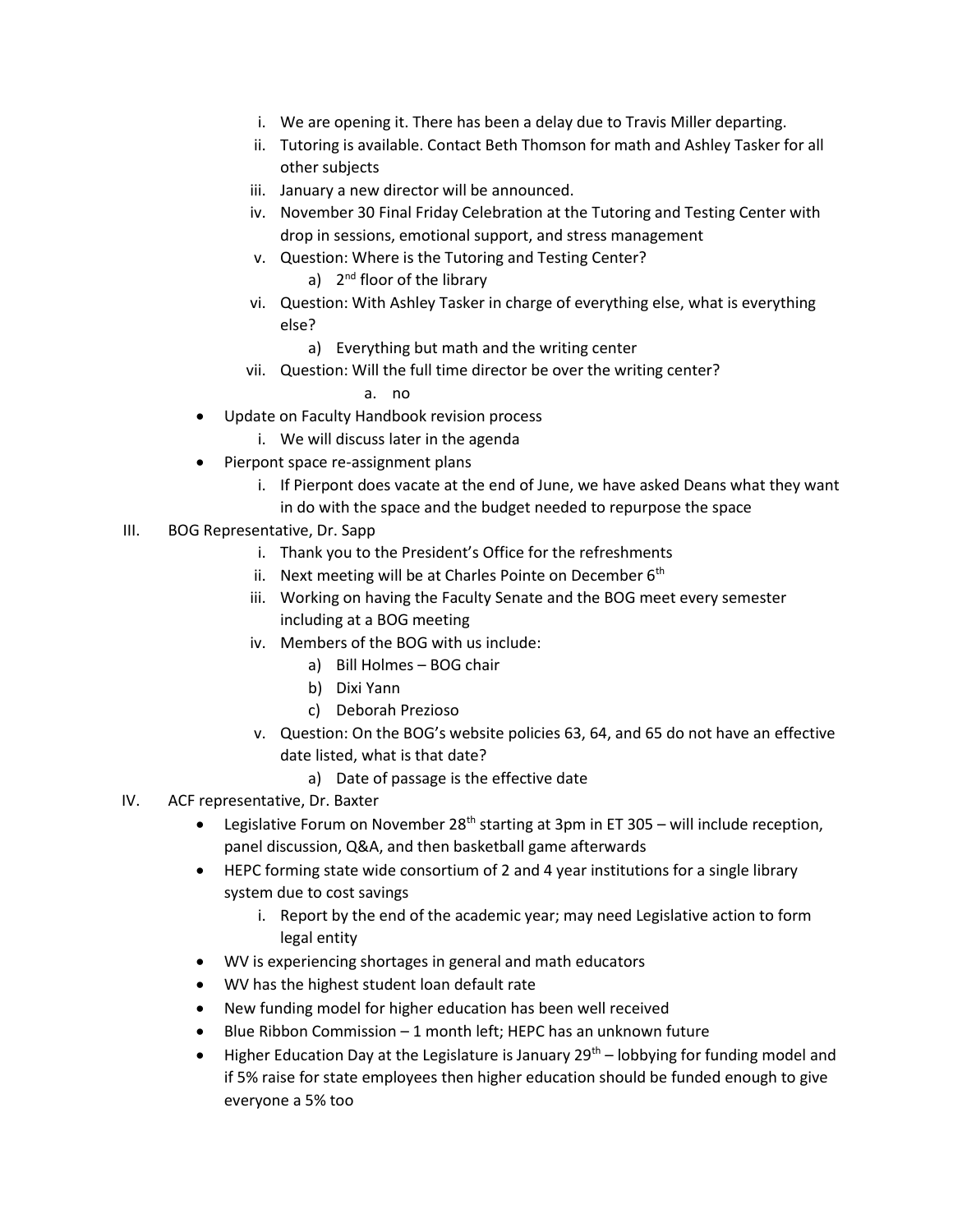- i. We are opening it. There has been a delay due to Travis Miller departing.
    - ii. Tutoring is available. Contact Beth Thomson for math and Ashley Tasker for all other subjects
    - iii. January a new director will be announced.
    - iv. November 30 Final Friday Celebration at the Tutoring and Testing Center with drop in sessions, emotional support, and stress management
    - v. Question: Where is the Tutoring and Testing Center?
        - a) 2nd floor of the library
    - vi. Question: With Ashley Tasker in charge of everything else, what is everything else?
        - a) Everything but math and the writing center
    - vii. Question: Will the full time director be over the writing center?
        - a. no
- Update on Faculty Handbook revision process
    - i. We will discuss later in the agenda
- Pierpont space re-assignment plans
    - i. If Pierpont does vacate at the end of June, we have asked Deans what they want in do with the space and the budget needed to repurpose the space

III. BOG Representative, Dr. Sapp

- i. Thank you to the President's Office for the refreshments
- ii. Next meeting will be at Charles Pointe on December 6th
- iii. Working on having the Faculty Senate and the BOG meet every semester including at a BOG meeting
- iv. Members of the BOG with us include:
    - a) Bill Holmes – BOG chair
    - b) Dixi Yann
    - c) Deborah Prezioso
- v. Question: On the BOG's website policies 63, 64, and 65 do not have an effective date listed, what is that date?
    - a) Date of passage is the effective date

IV. ACF representative, Dr. Baxter

- Legislative Forum on November 28th starting at 3pm in ET 305 – will include reception, panel discussion, Q&A, and then basketball game afterwards
- HEPC forming state wide consortium of 2 and 4 year institutions for a single library system due to cost savings
    - i. Report by the end of the academic year; may need Legislative action to form legal entity
- WV is experiencing shortages in general and math educators
- WV has the highest student loan default rate
- New funding model for higher education has been well received
- Blue Ribbon Commission – 1 month left; HEPC has an unknown future
- Higher Education Day at the Legislature is January 29th – lobbying for funding model and if 5% raise for state employees then higher education should be funded enough to give everyone a 5% too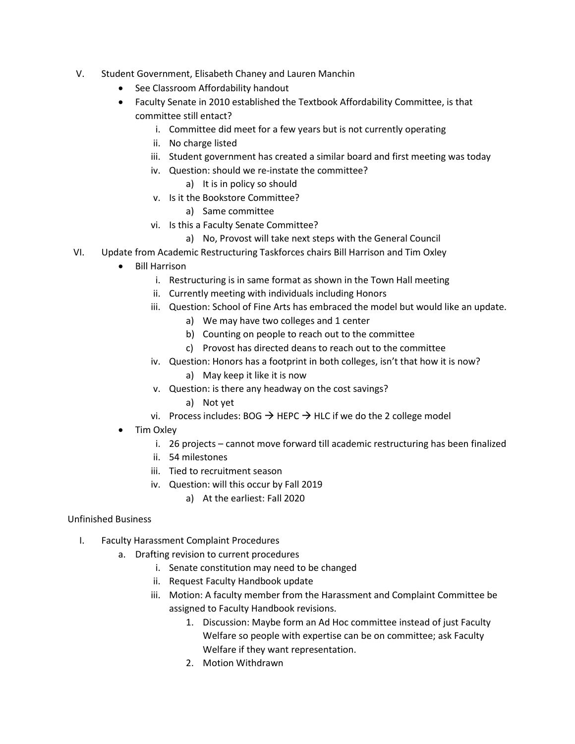V. Student Government, Elisabeth Chaney and Lauren Manchin

- See Classroom Affordability handout
- Faculty Senate in 2010 established the Textbook Affordability Committee, is that committee still entact?
  - i. Committee did meet for a few years but is not currently operating
  - ii. No charge listed
  - iii. Student government has created a similar board and first meeting was today
  - iv. Question: should we re-instate the committee?
    - a) It is in policy so should
  - v. Is it the Bookstore Committee?
    - a) Same committee
  - vi. Is this a Faculty Senate Committee?
    - a) No, Provost will take next steps with the General Council

VI. Update from Academic Restructuring Taskforces chairs Bill Harrison and Tim Oxley

- Bill Harrison
  - i. Restructuring is in same format as shown in the Town Hall meeting
  - ii. Currently meeting with individuals including Honors
  - iii. Question: School of Fine Arts has embraced the model but would like an update.
    - a) We may have two colleges and 1 center
    - b) Counting on people to reach out to the committee
    - c) Provost has directed deans to reach out to the committee
  - iv. Question: Honors has a footprint in both colleges, isn't that how it is now?
    - a) May keep it like it is now
  - v. Question: is there any headway on the cost savings?
    - a) Not yet
  - vi. Process includes: BOG → HEPC → HLC if we do the 2 college model
- Tim Oxley
  - i. 26 projects – cannot move forward till academic restructuring has been finalized
  - ii. 54 milestones
  - iii. Tied to recruitment season
  - iv. Question: will this occur by Fall 2019
    - a) At the earliest: Fall 2020

Unfinished Business

I. Faculty Harassment Complaint Procedures

- a. Drafting revision to current procedures
  - i. Senate constitution may need to be changed
  - ii. Request Faculty Handbook update
  - iii. Motion: A faculty member from the Harassment and Complaint Committee be assigned to Faculty Handbook revisions.
    1. Discussion: Maybe form an Ad Hoc committee instead of just Faculty Welfare so people with expertise can be on committee; ask Faculty Welfare if they want representation.
    2. Motion Withdrawn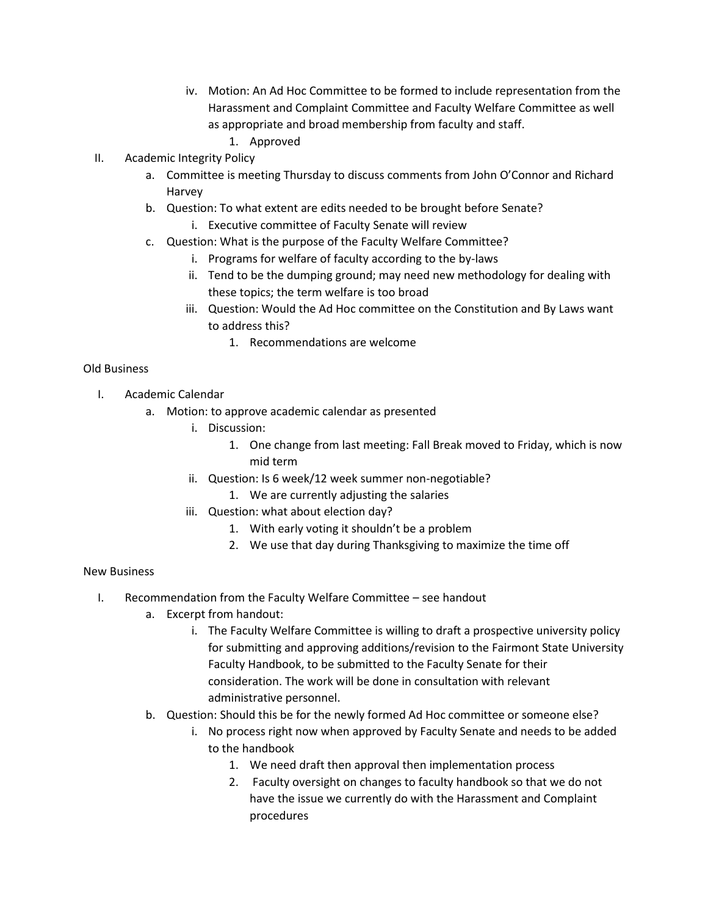- iv. Motion: An Ad Hoc Committee to be formed to include representation from the Harassment and Complaint Committee and Faculty Welfare Committee as well as appropriate and broad membership from faculty and staff.
     1. Approved

II. Academic Integrity Policy
   - a. Committee is meeting Thursday to discuss comments from John O'Connor and Richard Harvey
   - b. Question: To what extent are edits needed to be brought before Senate?
     - i. Executive committee of Faculty Senate will review
   - c. Question: What is the purpose of the Faculty Welfare Committee?
     - i. Programs for welfare of faculty according to the by-laws
     - ii. Tend to be the dumping ground; may need new methodology for dealing with these topics; the term welfare is too broad
     - iii. Question: Would the Ad Hoc committee on the Constitution and By Laws want to address this?
       1. Recommendations are welcome

Old Business

I. Academic Calendar
   - a. Motion: to approve academic calendar as presented
     - i. Discussion:
       1. One change from last meeting: Fall Break moved to Friday, which is now mid term
     - ii. Question: Is 6 week/12 week summer non-negotiable?
       1. We are currently adjusting the salaries
     - iii. Question: what about election day?
       1. With early voting it shouldn't be a problem
       2. We use that day during Thanksgiving to maximize the time off

New Business

I. Recommendation from the Faculty Welfare Committee – see handout
   - a. Excerpt from handout:
     - i. The Faculty Welfare Committee is willing to draft a prospective university policy for submitting and approving additions/revision to the Fairmont State University Faculty Handbook, to be submitted to the Faculty Senate for their consideration. The work will be done in consultation with relevant administrative personnel.
   - b. Question: Should this be for the newly formed Ad Hoc committee or someone else?
     - i. No process right now when approved by Faculty Senate and needs to be added to the handbook
       1. We need draft then approval then implementation process
       2. Faculty oversight on changes to faculty handbook so that we do not have the issue we currently do with the Harassment and Complaint procedures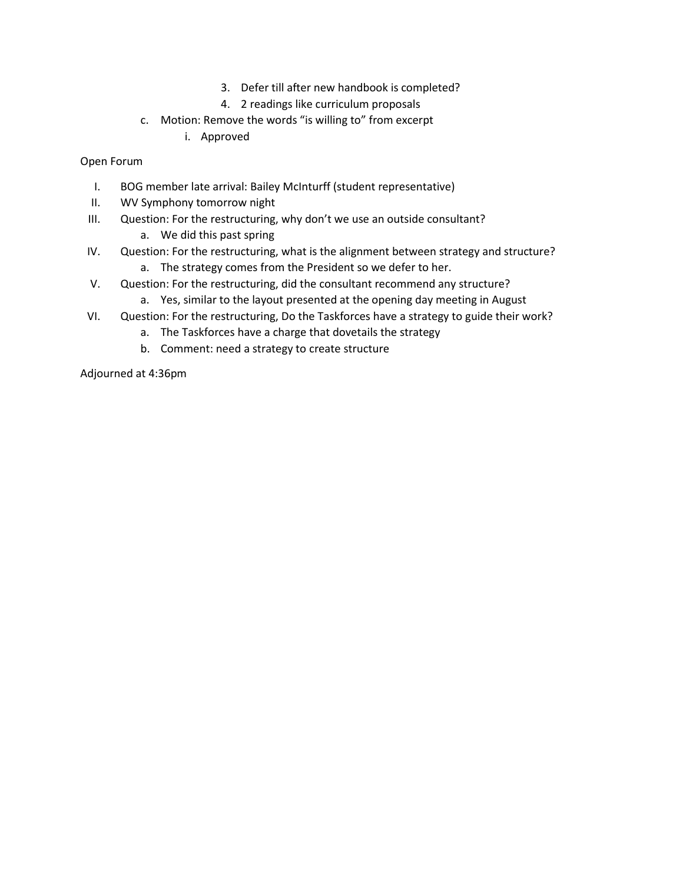3. Defer till after new handbook is completed?
4. 2 readings like curriculum proposals

c. Motion: Remove the words "is willing to" from excerpt
    i. Approved

Open Forum

I. BOG member late arrival: Bailey McInturff (student representative)
II. WV Symphony tomorrow night
III. Question: For the restructuring, why don't we use an outside consultant?
    a. We did this past spring
IV. Question: For the restructuring, what is the alignment between strategy and structure?
    a. The strategy comes from the President so we defer to her.
V. Question: For the restructuring, did the consultant recommend any structure?
    a. Yes, similar to the layout presented at the opening day meeting in August
VI. Question: For the restructuring, Do the Taskforces have a strategy to guide their work?
    a. The Taskforces have a charge that dovetails the strategy
    b. Comment: need a strategy to create structure

Adjourned at 4:36pm